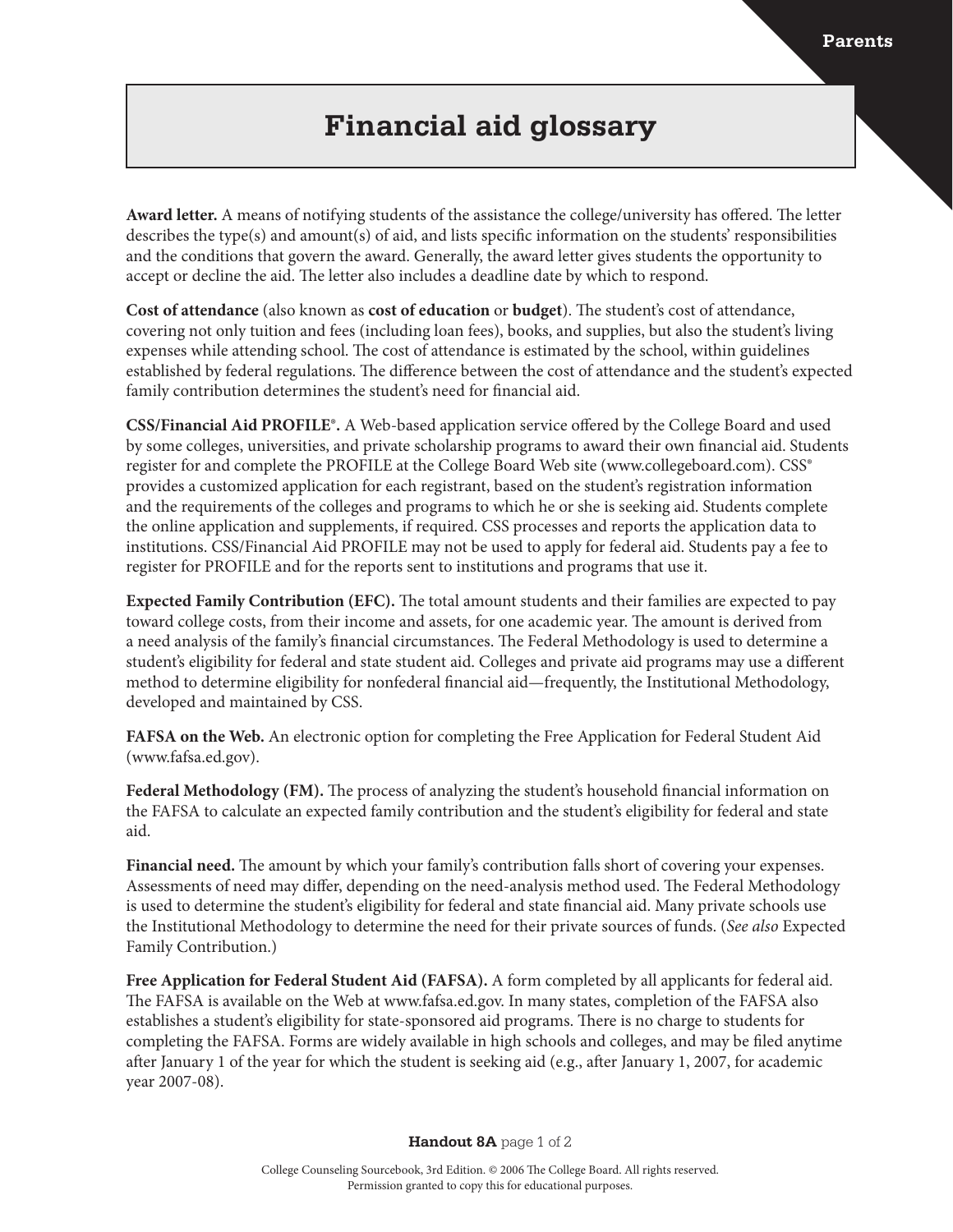# Financial aid glossary

**Award letter.** A means of notifying students of the assistance the college/university has offered. The letter describes the type(s) and amount(s) of aid, and lists specific information on the students' responsibilities and the conditions that govern the award. Generally, the award letter gives students the opportunity to accept or decline the aid. The letter also includes a deadline date by which to respond.

**Cost of attendance** (also known as **cost of education** or **budget**). The student's cost of attendance, covering not only tuition and fees (including loan fees), books, and supplies, but also the student's living expenses while attending school. The cost of attendance is estimated by the school, within guidelines established by federal regulations. The difference between the cost of attendance and the student's expected family contribution determines the student's need for financial aid.

**CSS/Financial Aid PROFILE®.** A Web-based application service offered by the College Board and used by some colleges, universities, and private scholarship programs to award their own financial aid. Students register for and complete the PROFILE at the College Board Web site (www.collegeboard.com). CSS® provides a customized application for each registrant, based on the student's registration information and the requirements of the colleges and programs to which he or she is seeking aid. Students complete the online application and supplements, if required. CSS processes and reports the application data to institutions. CSS/Financial Aid PROFILE may not be used to apply for federal aid. Students pay a fee to register for PROFILE and for the reports sent to institutions and programs that use it.

**Expected Family Contribution (EFC).** The total amount students and their families are expected to pay toward college costs, from their income and assets, for one academic year. The amount is derived from a need analysis of the family's financial circumstances. The Federal Methodology is used to determine a student's eligibility for federal and state student aid. Colleges and private aid programs may use a different method to determine eligibility for nonfederal financial aid—frequently, the Institutional Methodology, developed and maintained by CSS.

**FAFSA on the Web.** An electronic option for completing the Free Application for Federal Student Aid (www.fafsa.ed.gov).

**Federal Methodology (FM).** The process of analyzing the student's household financial information on the FAFSA to calculate an expected family contribution and the student's eligibility for federal and state aid.

**Financial need.** The amount by which your family's contribution falls short of covering your expenses. Assessments of need may differ, depending on the need-analysis method used. The Federal Methodology is used to determine the student's eligibility for federal and state financial aid. Many private schools use the Institutional Methodology to determine the need for their private sources of funds. (*See also* Expected Family Contribution.)

**Free Application for Federal Student Aid (FAFSA).** A form completed by all applicants for federal aid. The FAFSA is available on the Web at www.fafsa.ed.gov. In many states, completion of the FAFSA also establishes a student's eligibility for state-sponsored aid programs. There is no charge to students for completing the FAFSA. Forms are widely available in high schools and colleges, and may be filed anytime after January 1 of the year for which the student is seeking aid (e.g., after January 1, 2007, for academic year 2007-08).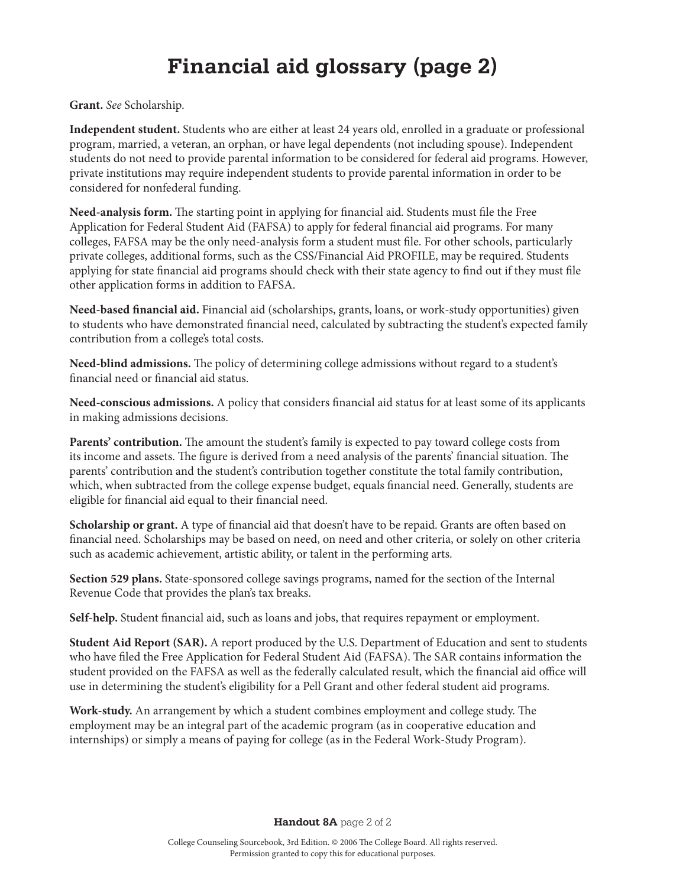# Financial aid glossary (page 2)

**Grant.** *See* Scholarship.

**Independent student.** Students who are either at least 24 years old, enrolled in a graduate or professional program, married, a veteran, an orphan, or have legal dependents (not including spouse). Independent students do not need to provide parental information to be considered for federal aid programs. However, private institutions may require independent students to provide parental information in order to be considered for nonfederal funding.

**Need-analysis form.** The starting point in applying for financial aid. Students must file the Free Application for Federal Student Aid (FAFSA) to apply for federal financial aid programs. For many colleges, FAFSA may be the only need-analysis form a student must file. For other schools, particularly private colleges, additional forms, such as the CSS/Financial Aid PROFILE, may be required. Students applying for state financial aid programs should check with their state agency to find out if they must file other application forms in addition to FAFSA.

**Need-based financial aid.** Financial aid (scholarships, grants, loans, or work-study opportunities) given to students who have demonstrated financial need, calculated by subtracting the student's expected family contribution from a college's total costs.

**Need-blind admissions.** The policy of determining college admissions without regard to a student's financial need or financial aid status.

**Need-conscious admissions.** A policy that considers financial aid status for at least some of its applicants in making admissions decisions.

**Parents' contribution.** The amount the student's family is expected to pay toward college costs from its income and assets. The figure is derived from a need analysis of the parents' financial situation. The parents' contribution and the student's contribution together constitute the total family contribution, which, when subtracted from the college expense budget, equals financial need. Generally, students are eligible for financial aid equal to their financial need.

**Scholarship or grant.** A type of financial aid that doesn't have to be repaid. Grants are often based on financial need. Scholarships may be based on need, on need and other criteria, or solely on other criteria such as academic achievement, artistic ability, or talent in the performing arts.

**Section 529 plans.** State-sponsored college savings programs, named for the section of the Internal Revenue Code that provides the plan's tax breaks.

**Self-help.** Student financial aid, such as loans and jobs, that requires repayment or employment.

**Student Aid Report (SAR).** A report produced by the U.S. Department of Education and sent to students who have filed the Free Application for Federal Student Aid (FAFSA). The SAR contains information the student provided on the FAFSA as well as the federally calculated result, which the financial aid office will use in determining the student's eligibility for a Pell Grant and other federal student aid programs.

**Work-study.** An arrangement by which a student combines employment and college study. The employment may be an integral part of the academic program (as in cooperative education and internships) or simply a means of paying for college (as in the Federal Work-Study Program).

College Counseling Sourcebook, 3rd Edition. © 2006 The College Board. All rights reserved.
Permission granted to copy this for educational purposes.